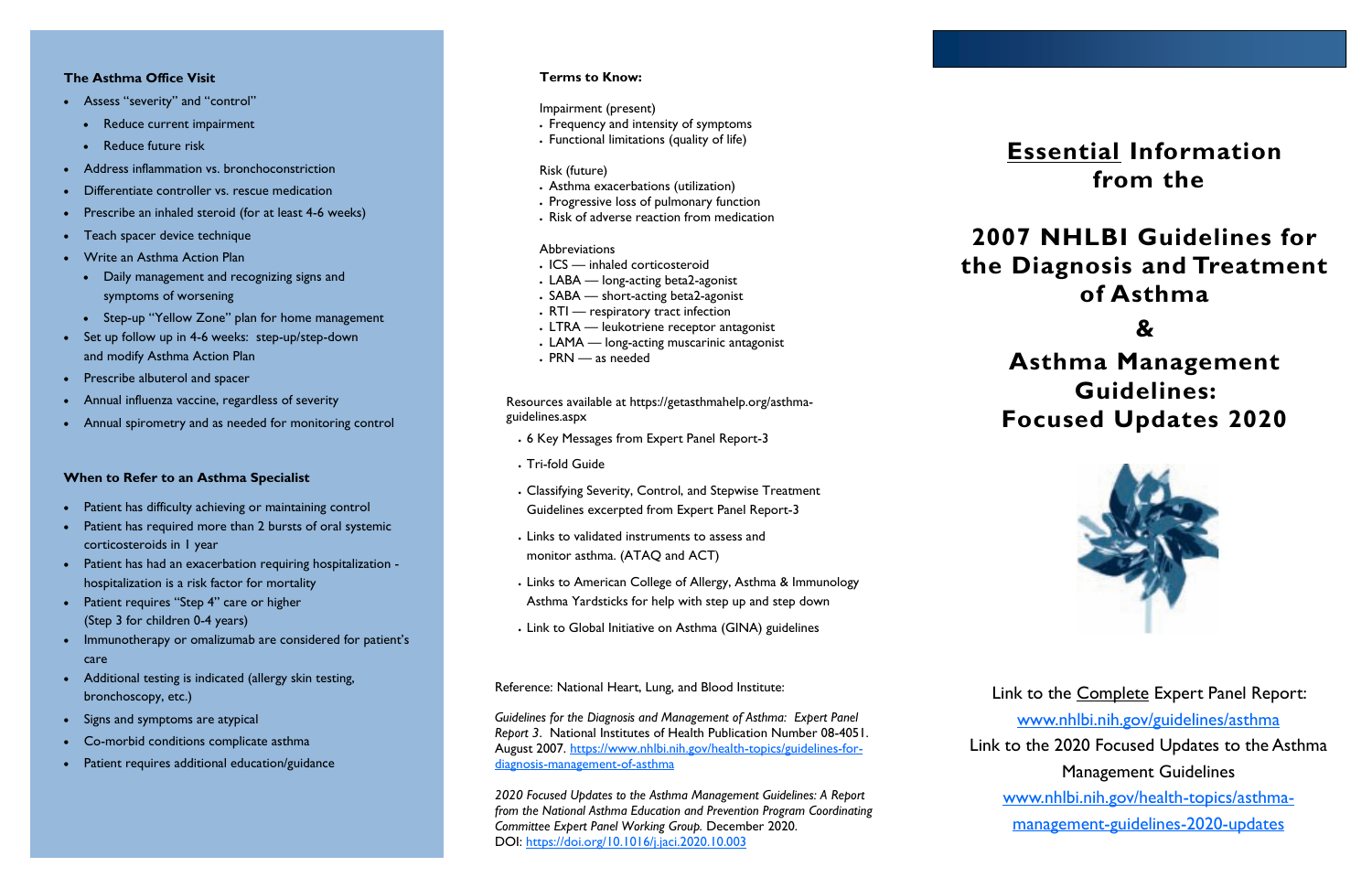### The Asthma Office Visit

- Assess "severity" and "control"
  - Reduce current impairment
  - Reduce future risk
- Address inflammation vs. bronchoconstriction
- Differentiate controller vs. rescue medication
- Prescribe an inhaled steroid (for at least 4-6 weeks)
- Teach spacer device technique
- Write an Asthma Action Plan
  - Daily management and recognizing signs and symptoms of worsening
  - Step-up "Yellow Zone" plan for home management
- Set up follow up in 4-6 weeks: step-up/step-down and modify Asthma Action Plan
- Prescribe albuterol and spacer
- Annual influenza vaccine, regardless of severity
- Annual spirometry and as needed for monitoring control

### When to Refer to an Asthma Specialist

- Patient has difficulty achieving or maintaining control
- Patient has required more than 2 bursts of oral systemic corticosteroids in 1 year
- Patient has had an exacerbation requiring hospitalization - hospitalization is a risk factor for mortality
- Patient requires "Step 4" care or higher (Step 3 for children 0-4 years)
- Immunotherapy or omalizumab are considered for patient's care
- Additional testing is indicated (allergy skin testing, bronchoscopy, etc.)
- Signs and symptoms are atypical
- Co-morbid conditions complicate asthma
- Patient requires additional education/guidance

### Terms to Know:

Impairment (present)
- Frequency and intensity of symptoms
- Functional limitations (quality of life)

Risk (future)
- Asthma exacerbations (utilization)
- Progressive loss of pulmonary function
- Risk of adverse reaction from medication

Abbreviations
- ICS — inhaled corticosteroid
- LABA — long-acting beta2-agonist
- SABA — short-acting beta2-agonist
- RTI — respiratory tract infection
- LTRA — leukotriene receptor antagonist
- LAMA — long-acting muscarinic antagonist
- PRN — as needed

Resources available at https://getasthmahelp.org/asthma-guidelines.aspx

- 6 Key Messages from Expert Panel Report-3
- Tri-fold Guide
- Classifying Severity, Control, and Stepwise Treatment Guidelines excerpted from Expert Panel Report-3
- Links to validated instruments to assess and monitor asthma. (ATAQ and ACT)
- Links to American College of Allergy, Asthma & Immunology Asthma Yardsticks for help with step up and step down
- Link to Global Initiative on Asthma (GINA) guidelines

Reference: National Heart, Lung, and Blood Institute:

*Guidelines for the Diagnosis and Management of Asthma: Expert Panel Report 3*. National Institutes of Health Publication Number 08-4051. August 2007. https://www.nhlbi.nih.gov/health-topics/guidelines-for-diagnosis-management-of-asthma

*2020 Focused Updates to the Asthma Management Guidelines: A Report from the National Asthma Education and Prevention Program Coordinating Committee Expert Panel Working Group.* December 2020. DOI: https://doi.org/10.1016/j.jaci.2020.10.003

# Essential Information from the

# 2007 NHLBI Guidelines for the Diagnosis and Treatment of Asthma

# &

# Asthma Management Guidelines: Focused Updates 2020

Link to the Complete Expert Panel Report:
www.nhlbi.nih.gov/guidelines/asthma

Link to the 2020 Focused Updates to the Asthma Management Guidelines
www.nhlbi.nih.gov/health-topics/asthma-management-guidelines-2020-updates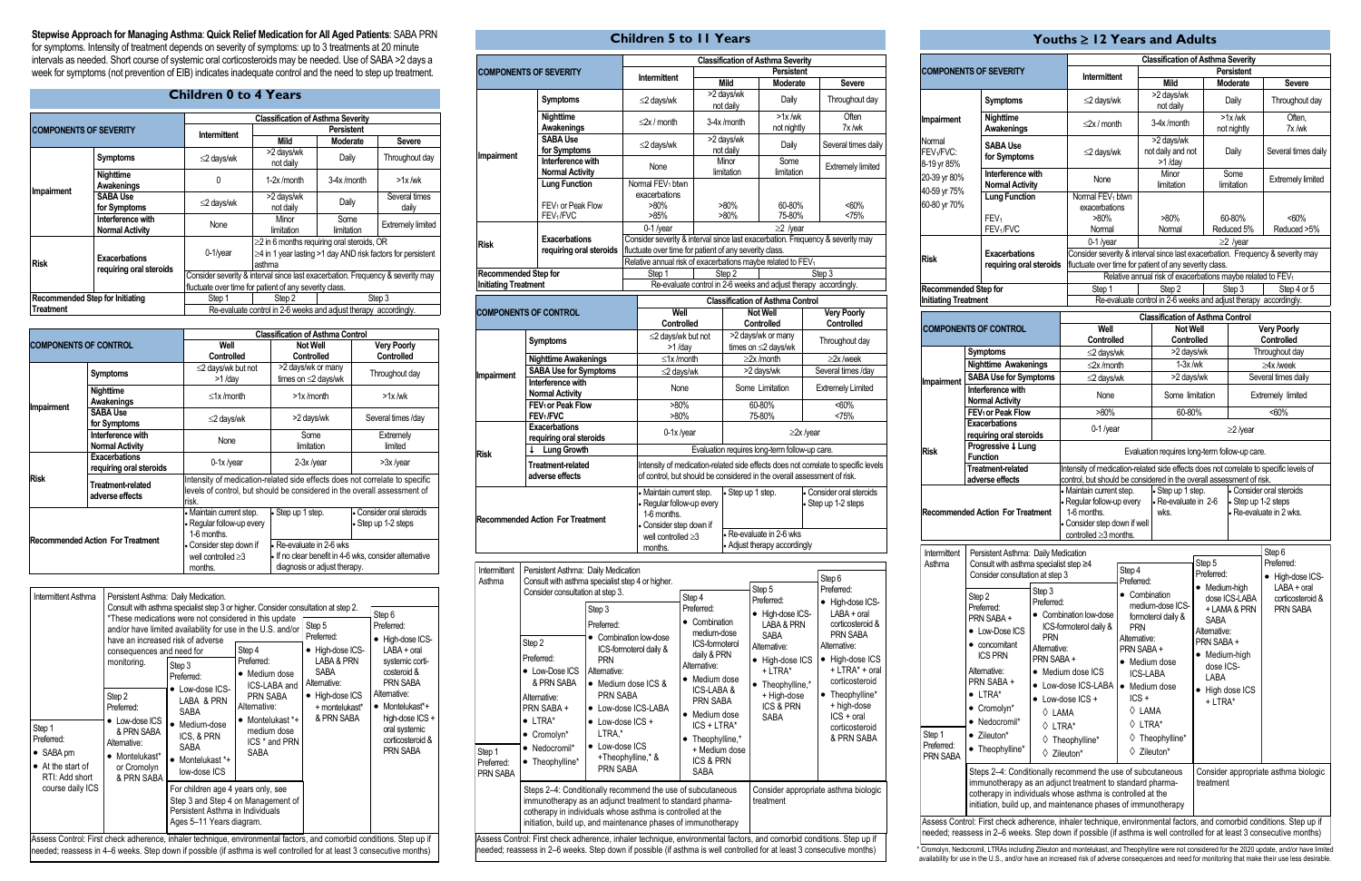**Stepwise Approach for Managing Asthma**: **Quick Relief Medication for All Aged Patients**: SABA PRN for symptoms. Intensity of treatment depends on severity of symptoms: up to 3 treatments at 20 minute intervals as needed. Short course of systemic oral corticosteroids may be needed. Use of SABA >2 days a week for symptoms (not prevention of EIB) indicates inadequate control and the need to step up treatment.

## Children 0 to 4 Years

| COMPONENTS OF SEVERITY | | Classification of Asthma Severity | | | |
|---|---|---|---|---|---|
| | | Intermittent | Persistent | | |
| | | | Mild | Moderate | Severe |
| Impairment | Symptoms | ≤2 days/wk | >2 days/wk not daily | Daily | Throughout day |
| | Nighttime Awakenings | 0 | 1-2x /month | 3-4x /month | >1x /wk |
| | SABA Use for Symptoms | ≤2 days/wk | >2 days/wk not daily | Daily | Several times daily |
| | Interference with Normal Activity | None | Minor limitation | Some limitation | Extremely limited |
| Risk | Exacerbations requiring oral steroids | 0-1/year | ≥2 in 6 months requiring oral steroids, OR ≥4 in 1 year lasting >1 day AND risk factors for persistent asthma | | |
| | | Consider severity & interval since last exacerbation. Frequency & severity may fluctuate over time for patient of any severity class. | | | |
| Recommended Step for Initiating Treatment | | Step 1 | Step 2 | Step 3 | |
| | | Re-evaluate control in 2-6 weeks and adjust therapy accordingly. | | | |

| COMPONENTS OF CONTROL | | Classification of Asthma Control | | |
|---|---|---|---|---|
| | | Well Controlled | Not Well Controlled | Very Poorly Controlled |
| Impairment | Symptoms | ≤2 days/wk but not >1 /day | >2 days/wk or many times on ≤2 days/wk | Throughout day |
| | Nighttime Awakenings | ≤1x /month | >1x /month | >1x /wk |
| | SABA Use for Symptoms | ≤2 days/wk | >2 days/wk | Several times /day |
| | Interference with Normal Activity | None | Some limitation | Extremely limited |
| Risk | Exacerbations requiring oral steroids | 0-1x /year | 2-3x /year | >3x /year |
| | Treatment-related adverse effects | Intensity of medication-related side effects does not correlate to specific levels of control, but should be considered in the overall assessment of risk. | | |
| Recommended Action For Treatment | | • Maintain current step. • Regular follow-up every 1-6 months. • Consider step down if well controlled ≥3 months. | • Step up 1 step. • Re-evaluate in 2-6 wks • If no clear benefit in 4-6 wks, consider alternative diagnosis or adjust therapy. | • Consider oral steroids • Step up 1-2 steps |

| Intermittent Asthma | Persistent Asthma: Daily Medication. Consult with asthma specialist step 3 or higher. Consider consultation at step 2. | | | | |
|---|---|---|---|---|---|
| | Step 2 | Step 3 | Step 4 | Step 5 | Step 6 |
| Step 1 Preferred: • SABA pm • At the start of RTI: Add short course daily ICS | Preferred: • Low-dose ICS & PRN SABA Alternative: • Montelukast* or Cromolyn & PRN SABA | Preferred: • Low-dose ICS-LABA & PRN SABA Alternative: • Medium-dose ICS, & PRN SABA • Montelukast *+ low-dose ICS | Preferred: • Medium dose ICS-LABA and PRN SABA Alternative: • Montelukast *+ medium dose ICS * and PRN SABA | Preferred: • High-dose ICS-LABA & PRN SABA Alternative: • High-dose ICS + montelukast* & PRN SABA | Preferred: • High-dose ICS-LABA + oral systemic corticosteroid & PRN SABA Alternative: • Montelukast*+ high-dose ICS + oral systemic corticosteroid & PRN SABA |

*These medications were not considered in this update and/or have limited availability for use in the U.S. and/or have an increased risk of adverse consequences and need for monitoring.

For children age 4 years only, see Step 3 and Step 4 on Management of Persistent Asthma in Individuals Ages 5–11 Years diagram.

Assess Control: First check adherence, inhaler technique, environmental factors, and comorbid conditions. Step up if needed; reassess in 4–6 weeks. Step down if possible (if asthma is well controlled for at least 3 consecutive months)

## Children 5 to 11 Years

| COMPONENTS OF SEVERITY | | Classification of Asthma Severity | | | |
|---|---|---|---|---|---|
| | | Intermittent | Persistent | | |
| | | | Mild | Moderate | Severe |
| Impairment | Symptoms | ≤2 days/wk | >2 days/wk not daily | Daily | Throughout day |
| | Nighttime Awakenings | ≤2x / month | 3-4x /month | >1x /wk not nightly | Often 7x /wk |
| | SABA Use for Symptoms | ≤2 days/wk | >2 days/wk not daily | Daily | Several times daily |
| | Interference with Normal Activity | None | Minor limitation | Some limitation | Extremely limited |
| | Lung Function: $FEV_1$ or Peak Flow / $FEV_1$/FVC | Normal $FEV_1$ btwn exacerbations >80% / >85% | >80% / >80% | 60-80% / 75-80% | <60% / <75% |
| Risk | Exacerbations requiring oral steroids | 0-1 /year | ≥2 /year | | |
| | | Consider severity & interval since last exacerbation. Frequency & severity may fluctuate over time for patient of any severity class. | | | |
| | | Relative annual risk of exacerbations maybe related to $FEV_1$ | | | |
| Recommended Step for Initiating Treatment | | Step 1 | Step 2 | Step 3 | |
| | | Re-evaluate control in 2-6 weeks and adjust therapy accordingly. | | | |

| COMPONENTS OF CONTROL | | Classification of Asthma Control | | |
|---|---|---|---|---|
| | | Well Controlled | Not Well Controlled | Very Poorly Controlled |
| Impairment | Symptoms | ≤2 days/wk but not >1 /day | >2 days/wk or many times on ≤2 days/wk | Throughout day |
| | Nighttime Awakenings | ≤1x /month | ≥2x /month | ≥2x /week |
| | SABA Use for Symptoms | ≤2 days/wk | >2 days/wk | Several times /day |
| | Interference with Normal Activity | None | Some Limitation | Extremely Limited |
| | $FEV_1$ or Peak Flow / $FEV_1$/FVC | >80% / >80% | 60-80% / 75-80% | <60% / <75% |
| Risk | Exacerbations requiring oral steroids | 0-1x /year | ≥2x /year | |
| | ↓ Lung Growth | Evaluation requires long-term follow-up care. | | |
| | Treatment-related adverse effects | Intensity of medication-related side effects does not correlate to specific levels of control, but should be considered in the overall assessment of risk. | | |
| Recommended Action For Treatment | | • Maintain current step. • Regular follow-up every 1-6 months. • Consider step down if well controlled ≥3 months. | • Step up 1 step. • Re-evaluate in 2-6 wks • Adjust therapy accordingly | • Consider oral steroids • Step up 1-2 steps |

| Intermittent Asthma | Persistent Asthma: Daily Medication. Consult with asthma specialist step 4 or higher. Consider consultation at step 3. | | | | |
|---|---|---|---|---|---|
| | Step 2 | Step 3 | Step 4 | Step 5 | Step 6 |
| Step 1 Preferred: PRN SABA | Preferred: • Low-Dose ICS & PRN SABA Alternative: PRN SABA + • LTRA* • Cromolyn* • Nedocromil* • Theophylline* | Preferred: • Combination low-dose ICS-formoterol daily & PRN Alternative: • Medium dose ICS & PRN SABA • Low-dose ICS-LABA • Low-dose ICS + LTRA,* • Low-dose ICS +Theophylline,* & PRN SABA | Preferred: • Combination medium-dose ICS-formoterol daily & PRN Alternative: • Medium dose ICS-LABA & PRN SABA • Medium dose ICS + LTRA* • Theophylline,* + Medium dose ICS & PRN SABA | Preferred: • High-dose ICS-LABA & PRN SABA Alternative: • High-dose ICS + LTRA* • Theophylline,* + High-dose ICS & PRN SABA | Preferred: • High-dose ICS-LABA + oral corticosteroid & PRN SABA Alternative: • High-dose ICS + LTRA* + oral corticosteroid • Theophylline* + high-dose ICS + oral corticosteroid & PRN SABA |

Steps 2–4: Conditionally recommend the use of subcutaneous immunotherapy as an adjunct treatment to standard pharmacotherapy in individuals whose asthma is controlled at the initiation, build up, and maintenance phases of immunotherapy

Steps 5–6: Consider appropriate asthma biologic treatment

Assess Control: First check adherence, inhaler technique, environmental factors, and comorbid conditions. Step up if needed; reassess in 2–6 weeks. Step down if possible (if asthma is well controlled for at least 3 consecutive months)

## Youths ≥ 12 Years and Adults

| COMPONENTS OF SEVERITY | | Classification of Asthma Severity | | | |
|---|---|---|---|---|---|
| | | Intermittent | Persistent | | |
| | | | Mild | Moderate | Severe |
| Impairment (Normal $FEV_1$/FVC: 8-19 yr 85%, 20-39 yr 80%, 40-59 yr 75%, 60-80 yr 70%) | Symptoms | ≤2 days/wk | >2 days/wk not daily | Daily | Throughout day |
| | Nighttime Awakenings | ≤2x / month | 3-4x /month | >1x /wk not nightly | Often, 7x /wk |
| | SABA Use for Symptoms | ≤2 days/wk | >2 days/wk not daily and not >1 /day | Daily | Several times daily |
| | Interference with Normal Activity | None | Minor limitation | Some limitation | Extremely limited |
| | Lung Function: $FEV_1$ / $FEV_1$/FVC | Normal $FEV_1$ btwn exacerbations >80% / Normal | >80% / Normal | 60-80% / Reduced 5% | <60% / Reduced >5% |
| Risk | Exacerbations requiring oral steroids | 0-1 /year | ≥2 /year | | |
| | | Consider severity & interval since last exacerbation. Frequency & severity may fluctuate over time for patient of any severity class. | | | |
| | | Relative annual risk of exacerbations maybe related to $FEV_1$ | | | |
| Recommended Step for Initiating Treatment | | Step 1 | Step 2 | Step 3 | Step 4 or 5 |
| | | Re-evaluate control in 2-6 weeks and adjust therapy accordingly. | | | |

| COMPONENTS OF CONTROL | | Classification of Asthma Control | | |
|---|---|---|---|---|
| | | Well Controlled | Not Well Controlled | Very Poorly Controlled |
| Impairment | Symptoms | ≤2 days/wk | >2 days/wk | Throughout day |
| | Nighttime Awakenings | ≤2x /month | 1-3x /wk | ≥4x /week |
| | SABA Use for Symptoms | ≤2 days/wk | >2 days/wk | Several times daily |
| | Interference with Normal Activity | None | Some limitation | Extremely limited |
| | $FEV_1$ or Peak Flow | >80% | 60-80% | <60% |
| Risk | Exacerbations requiring oral steroids | 0-1 /year | ≥2 /year | |
| | Progressive ↓ Lung Function | Evaluation requires long-term follow-up care. | | |
| | Treatment-related adverse effects | Intensity of medication-related side effects does not correlate to specific levels of control, but should be considered in the overall assessment of risk. | | |
| Recommended Action For Treatment | | • Maintain current step. • Regular follow-up every 1-6 months. • Consider step down if well controlled ≥3 months. | • Step up 1 step. • Re-evaluate in 2-6 wks. | • Consider oral steroids • Step up 1-2 steps • Re-evaluate in 2 wks. |

| Intermittent Asthma | Persistent Asthma: Daily Medication. Consult with asthma specialist step ≥4. Consider consultation at step 3 | | | | |
|---|---|---|---|---|---|
| | Step 2 | Step 3 | Step 4 | Step 5 | Step 6 |
| Step 1 Preferred: PRN SABA | Preferred: PRN SABA + • Low-Dose ICS • concomitant ICS PRN Alternative: PRN SABA + • LTRA* • Cromolyn* • Nedocromil* • Zileuton* • Theophylline* | Preferred: • Combination low-dose ICS-formoterol daily & PRN Alternative: PRN SABA + • Medium dose ICS • Low-dose ICS-LABA • Low-dose ICS + ◊ LAMA ◊ LTRA* ◊ Theophylline* ◊ Zileuton* | Preferred: • Combination medium-dose ICS-formoterol daily & SABA Alternative: PRN SABA + • Medium dose ICS-LABA • Medium dose ICS + ◊ LAMA ◊ LTRA* ◊ Theophylline* ◊ Zileuton* | Preferred: • Medium-high dose ICS-LABA + LAMA & PRN SABA Alternative: PRN SABA + • Medium-high dose ICS-LABA • High dose ICS + LTRA* | Preferred: • High-dose ICS-LABA + oral corticosteroid & PRN SABA |

Steps 2–4: Conditionally recommend the use of subcutaneous immunotherapy as an adjunct treatment to standard pharmacotherapy in individuals whose asthma is controlled at the initiation, build up, and maintenance phases of immunotherapy

Steps 5–6: Consider appropriate asthma biologic treatment

Assess Control: First check adherence, inhaler technique, environmental factors, and comorbid conditions. Step up if needed; reassess in 2–6 weeks. Step down if possible (if asthma is well controlled for at least 3 consecutive months)

* Cromolyn, Nedocromil, LTRAs including Zileuton and montelukast, and Theophylline were not considered for the 2020 update, and/or have limited availability for use in the U.S., and/or have an increased risk of adverse consequences and need for monitoring that make their use less desirable.